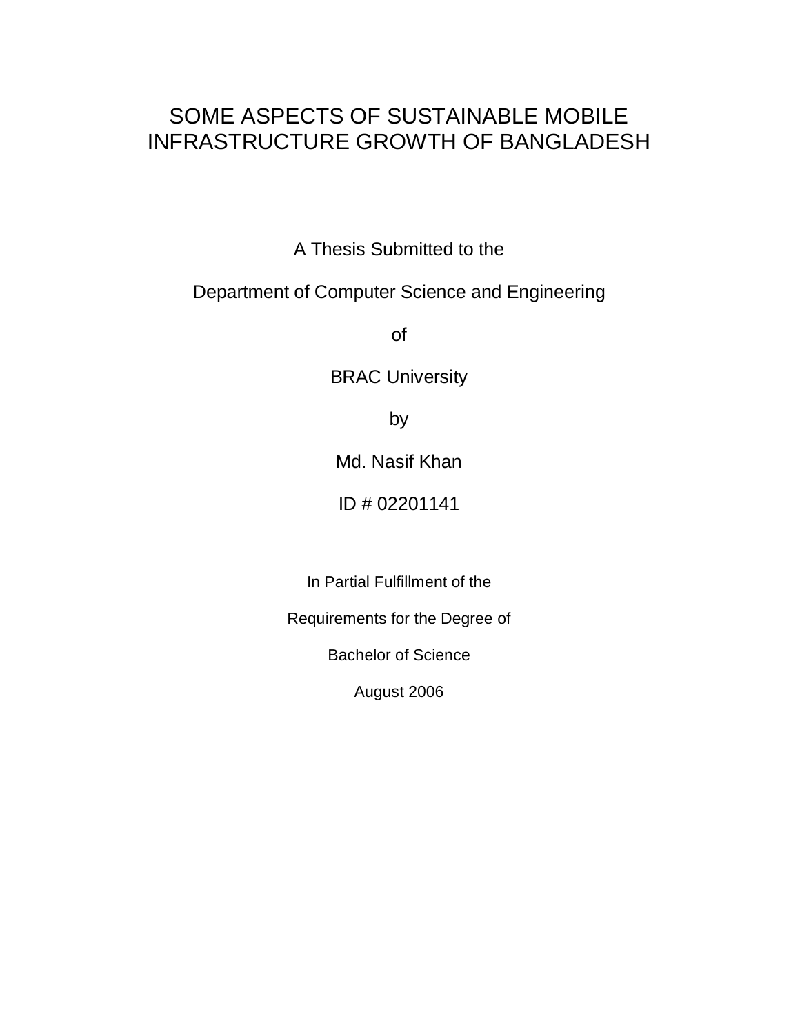# SOME ASPECTS OF SUSTAINABLE MOBILE INFRASTRUCTURE GROWTH OF BANGLADESH

A Thesis Submitted to the

Department of Computer Science and Engineering

of

BRAC University

by

Md. Nasif Khan

ID # 02201141

In Partial Fulfillment of the

Requirements for the Degree of

Bachelor of Science

August 2006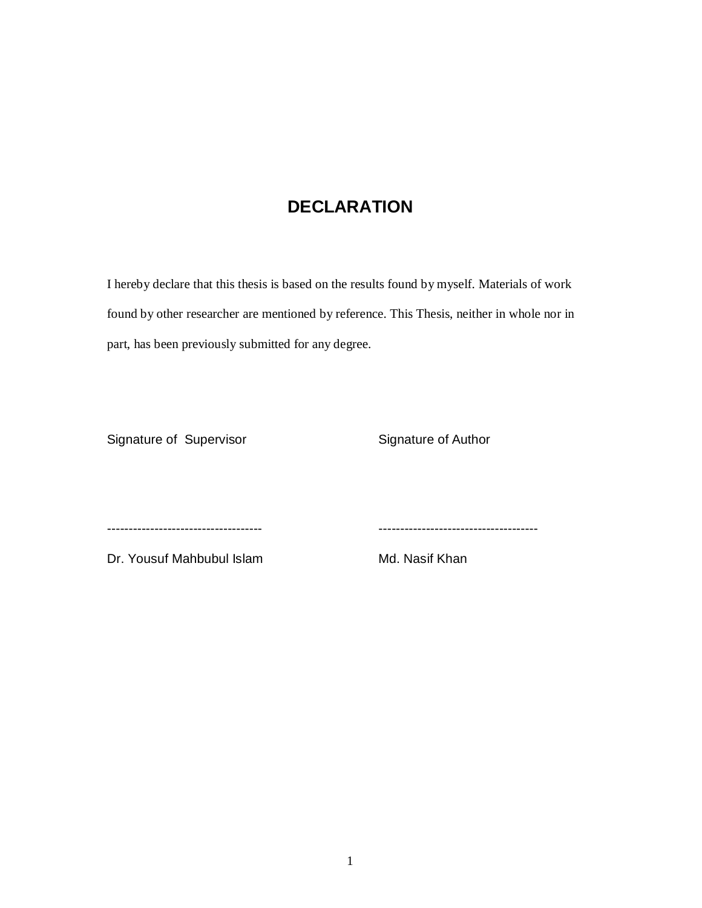# DECLARATION

I hereby declare that this thesis is based on the results found by myself. Materials of work found by other researcher are mentioned by reference. This Thesis, neither in whole nor in part, has been previously submitted for any degree.

| Signature of Supervisor | Signature of Author |
| --- | --- |
| ------------------------------------ | ------------------------------------- |
| Dr. Yousuf Mahbubul Islam | Md. Nasif Khan |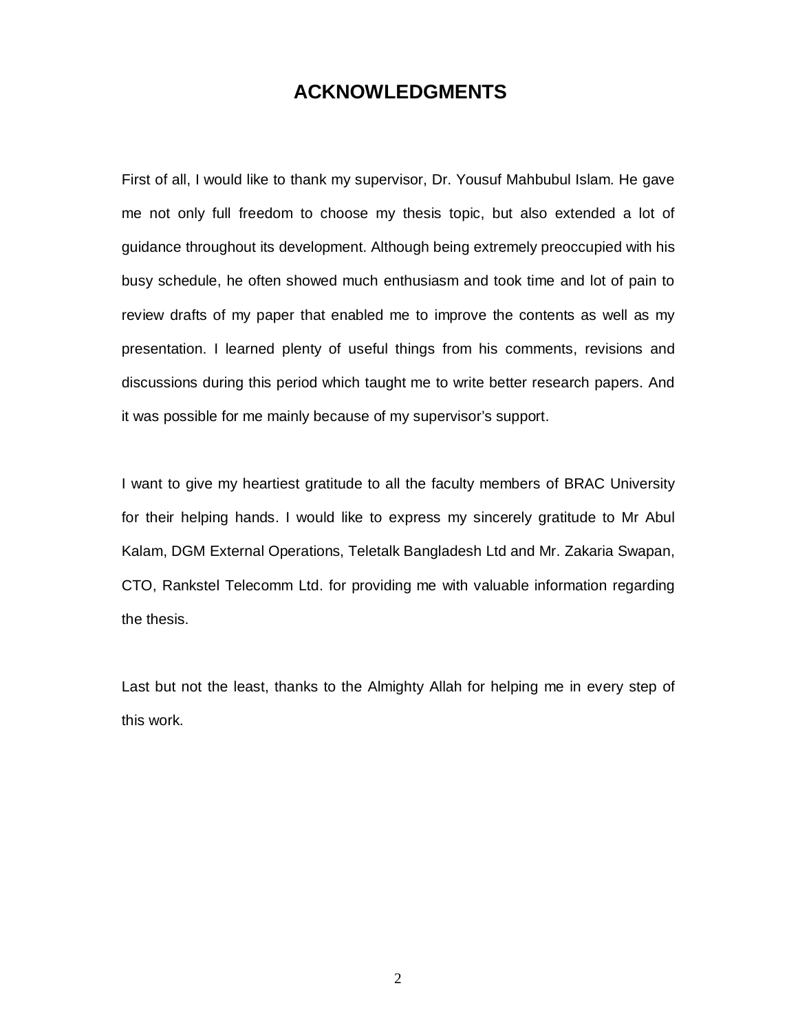# ACKNOWLEDGMENTS

First of all, I would like to thank my supervisor, Dr. Yousuf Mahbubul Islam. He gave me not only full freedom to choose my thesis topic, but also extended a lot of guidance throughout its development. Although being extremely preoccupied with his busy schedule, he often showed much enthusiasm and took time and lot of pain to review drafts of my paper that enabled me to improve the contents as well as my presentation. I learned plenty of useful things from his comments, revisions and discussions during this period which taught me to write better research papers. And it was possible for me mainly because of my supervisor's support.

I want to give my heartiest gratitude to all the faculty members of BRAC University for their helping hands. I would like to express my sincerely gratitude to Mr Abul Kalam, DGM External Operations, Teletalk Bangladesh Ltd and Mr. Zakaria Swapan, CTO, Rankstel Telecomm Ltd. for providing me with valuable information regarding the thesis.

Last but not the least, thanks to the Almighty Allah for helping me in every step of this work.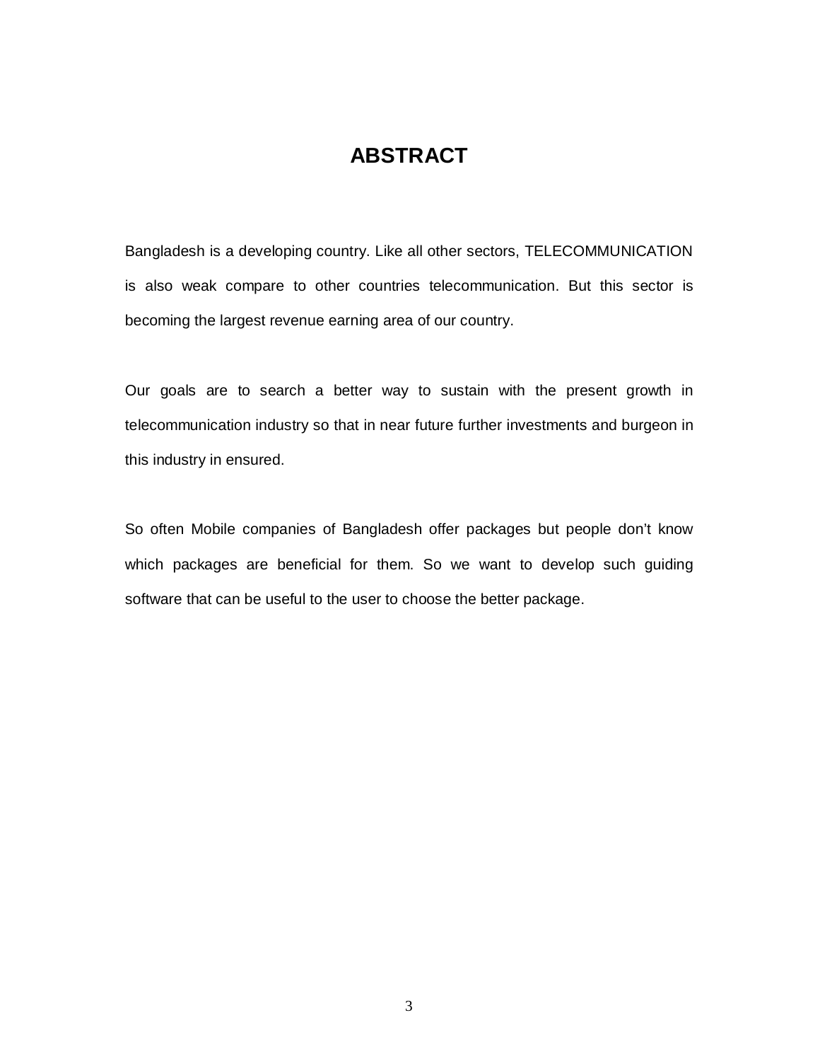# ABSTRACT

Bangladesh is a developing country. Like all other sectors, TELECOMMUNICATION is also weak compare to other countries telecommunication. But this sector is becoming the largest revenue earning area of our country.

Our goals are to search a better way to sustain with the present growth in telecommunication industry so that in near future further investments and burgeon in this industry in ensured.

So often Mobile companies of Bangladesh offer packages but people don't know which packages are beneficial for them. So we want to develop such guiding software that can be useful to the user to choose the better package.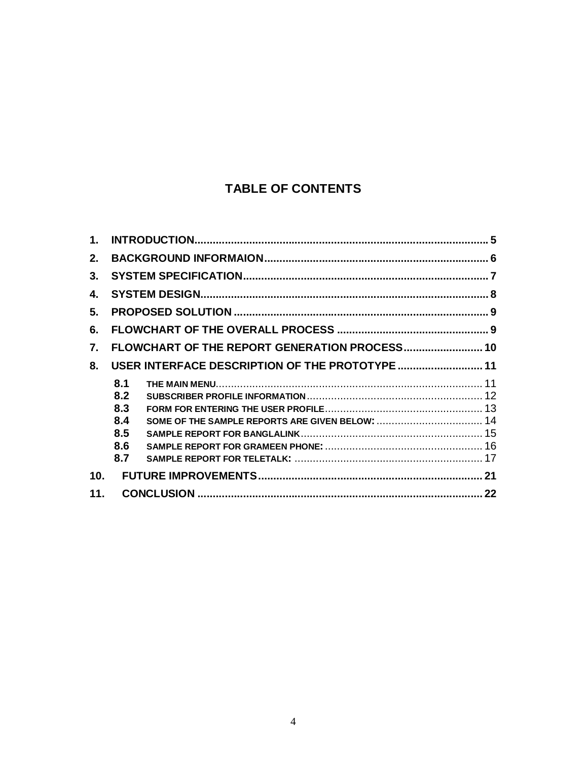## TABLE OF CONTENTS

1. **INTRODUCTION** ........ 5
2. **BACKGROUND INFORMAION** ........ 6
3. **SYSTEM SPECIFICATION** ........ 7
4. **SYSTEM DESIGN** ........ 8
5. **PROPOSED SOLUTION** ........ 9
6. **FLOWCHART OF THE OVERALL PROCESS** ........ 9
7. **FLOWCHART OF THE REPORT GENERATION PROCESS** ........ 10
8. **USER INTERFACE DESCRIPTION OF THE PROTOTYPE** ........ 11
   - **8.1** THE MAIN MENU ........ 11
   - **8.2** SUBSCRIBER PROFILE INFORMATION ........ 12
   - **8.3** FORM FOR ENTERING THE USER PROFILE ........ 13
   - **8.4** SOME OF THE SAMPLE REPORTS ARE GIVEN BELOW: ........ 14
   - **8.5** SAMPLE REPORT FOR BANGLALINK ........ 15
   - **8.6** SAMPLE REPORT FOR GRAMEEN PHONE: ........ 16
   - **8.7** SAMPLE REPORT FOR TELETALK: ........ 17

10. **FUTURE IMPROVEMENTS** ........ 21
11. **CONCLUSION** ........ 22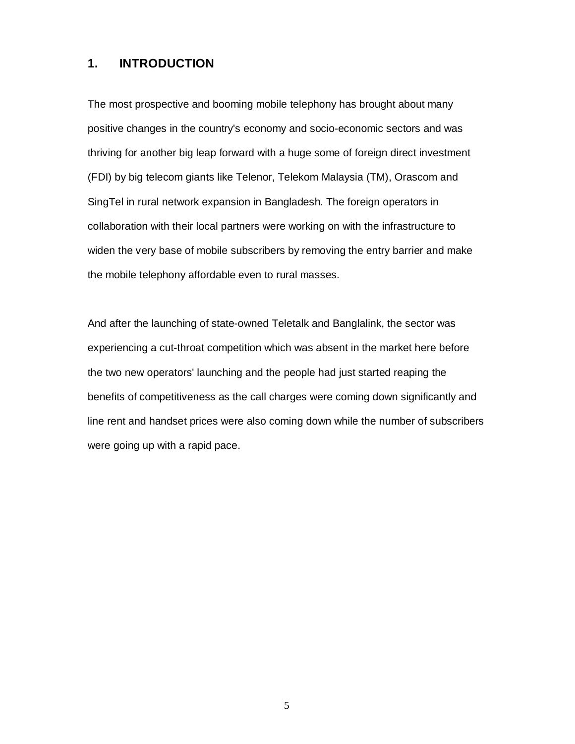# 1. INTRODUCTION

The most prospective and booming mobile telephony has brought about many positive changes in the country's economy and socio-economic sectors and was thriving for another big leap forward with a huge some of foreign direct investment (FDI) by big telecom giants like Telenor, Telekom Malaysia (TM), Orascom and SingTel in rural network expansion in Bangladesh. The foreign operators in collaboration with their local partners were working on with the infrastructure to widen the very base of mobile subscribers by removing the entry barrier and make the mobile telephony affordable even to rural masses.

And after the launching of state-owned Teletalk and Banglalink, the sector was experiencing a cut-throat competition which was absent in the market here before the two new operators' launching and the people had just started reaping the benefits of competitiveness as the call charges were coming down significantly and line rent and handset prices were also coming down while the number of subscribers were going up with a rapid pace.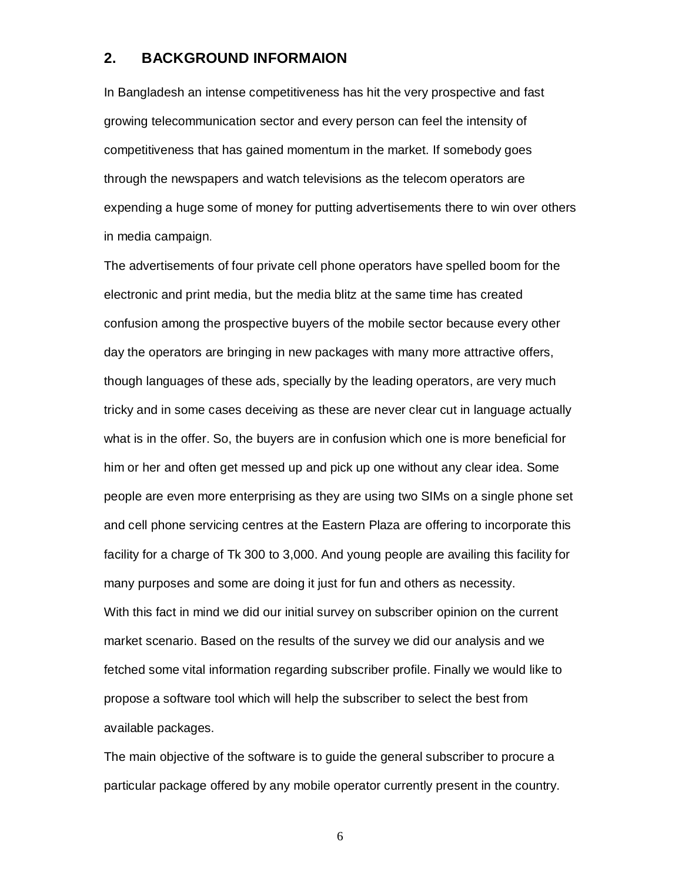## 2. BACKGROUND INFORMAION

In Bangladesh an intense competitiveness has hit the very prospective and fast growing telecommunication sector and every person can feel the intensity of competitiveness that has gained momentum in the market. If somebody goes through the newspapers and watch televisions as the telecom operators are expending a huge some of money for putting advertisements there to win over others in media campaign.

The advertisements of four private cell phone operators have spelled boom for the electronic and print media, but the media blitz at the same time has created confusion among the prospective buyers of the mobile sector because every other day the operators are bringing in new packages with many more attractive offers, though languages of these ads, specially by the leading operators, are very much tricky and in some cases deceiving as these are never clear cut in language actually what is in the offer. So, the buyers are in confusion which one is more beneficial for him or her and often get messed up and pick up one without any clear idea. Some people are even more enterprising as they are using two SIMs on a single phone set and cell phone servicing centres at the Eastern Plaza are offering to incorporate this facility for a charge of Tk 300 to 3,000. And young people are availing this facility for many purposes and some are doing it just for fun and others as necessity.

With this fact in mind we did our initial survey on subscriber opinion on the current market scenario. Based on the results of the survey we did our analysis and we fetched some vital information regarding subscriber profile. Finally we would like to propose a software tool which will help the subscriber to select the best from available packages.

The main objective of the software is to guide the general subscriber to procure a particular package offered by any mobile operator currently present in the country.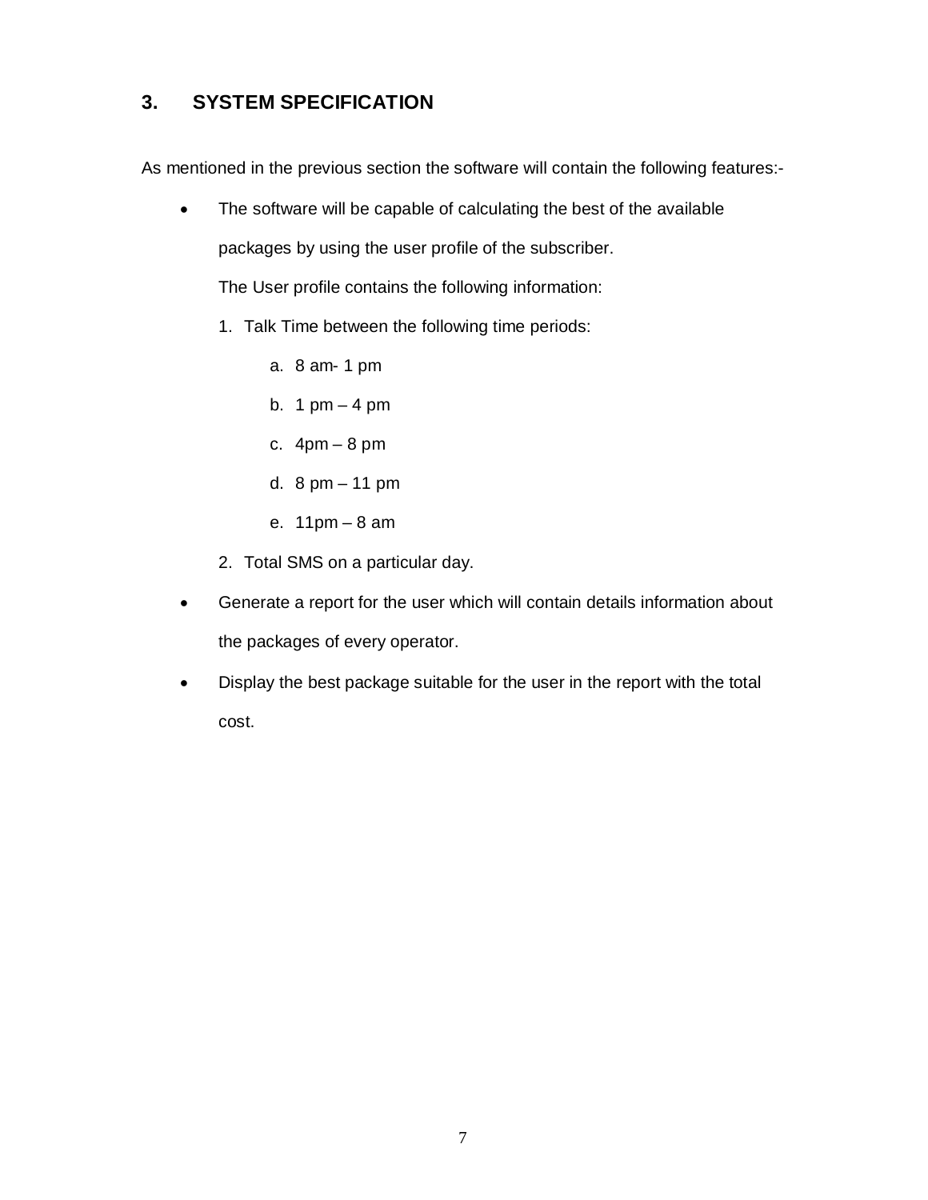# 3. SYSTEM SPECIFICATION

As mentioned in the previous section the software will contain the following features:-

- The software will be capable of calculating the best of the available packages by using the user profile of the subscriber.

  The User profile contains the following information:

  1. Talk Time between the following time periods:
     a. 8 am- 1 pm
     b. 1 pm – 4 pm
     c. 4pm – 8 pm
     d. 8 pm – 11 pm
     e. 11pm – 8 am
  2. Total SMS on a particular day.

- Generate a report for the user which will contain details information about the packages of every operator.
- Display the best package suitable for the user in the report with the total cost.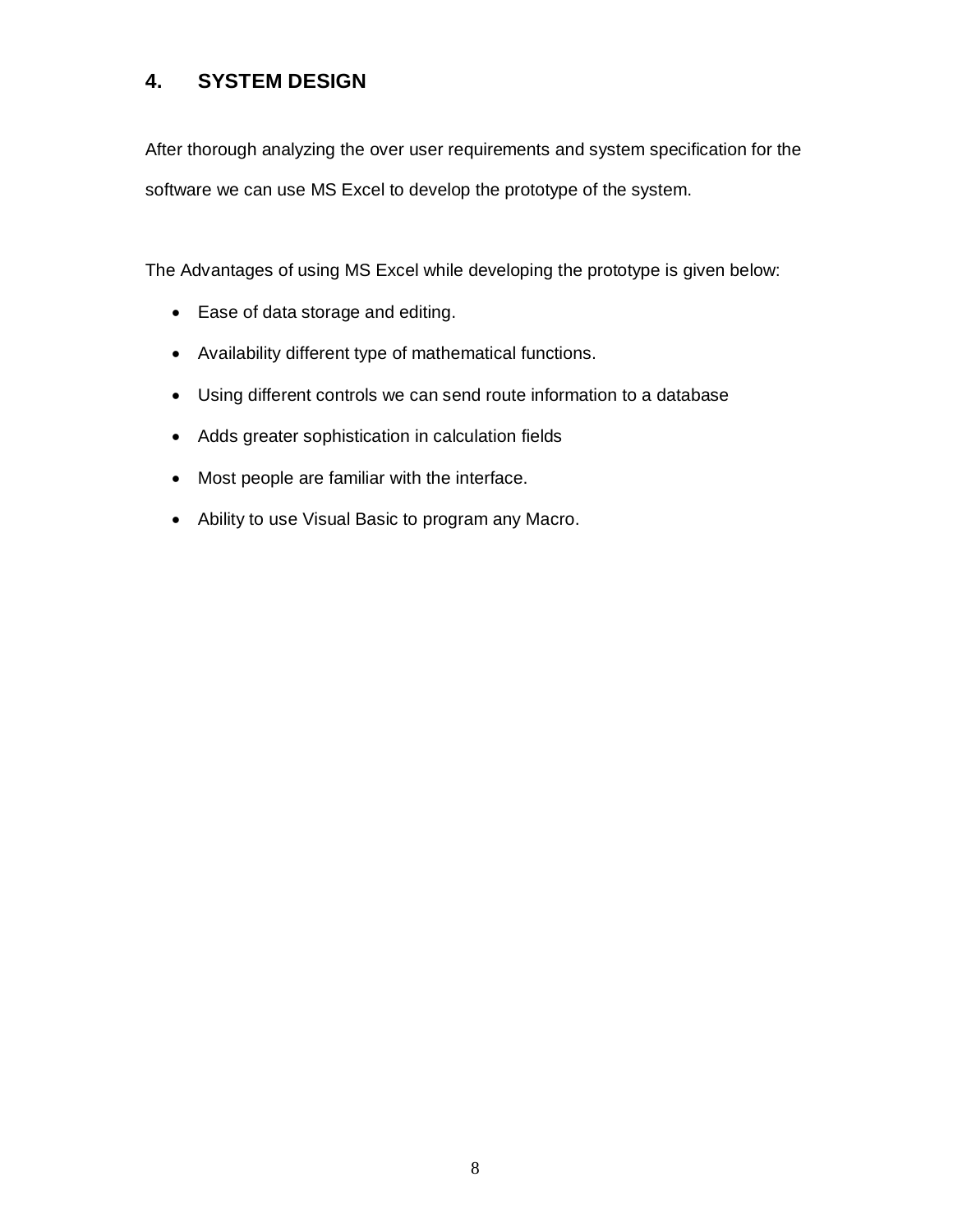## 4. SYSTEM DESIGN

After thorough analyzing the over user requirements and system specification for the software we can use MS Excel to develop the prototype of the system.

The Advantages of using MS Excel while developing the prototype is given below:

- Ease of data storage and editing.
- Availability different type of mathematical functions.
- Using different controls we can send route information to a database
- Adds greater sophistication in calculation fields
- Most people are familiar with the interface.
- Ability to use Visual Basic to program any Macro.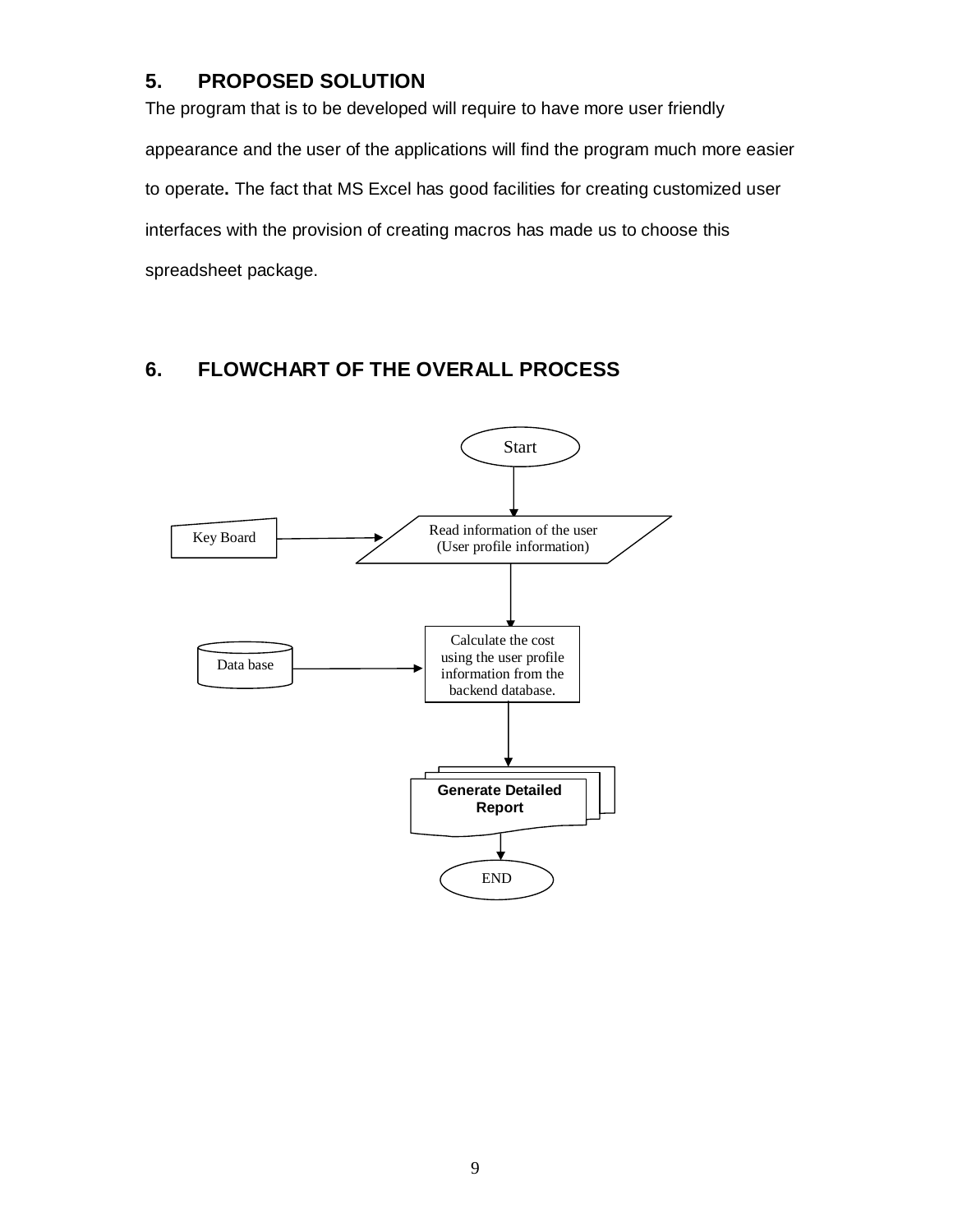## 5. PROPOSED SOLUTION

The program that is to be developed will require to have more user friendly appearance and the user of the applications will find the program much more easier to operate**.** The fact that MS Excel has good facilities for creating customized user interfaces with the provision of creating macros has made us to choose this spreadsheet package.

## 6. FLOWCHART OF THE OVERALL PROCESS

Start

Key Board

Read information of the user (User profile information)

Data base

Calculate the cost using the user profile information from the backend database.

**Generate Detailed Report**

END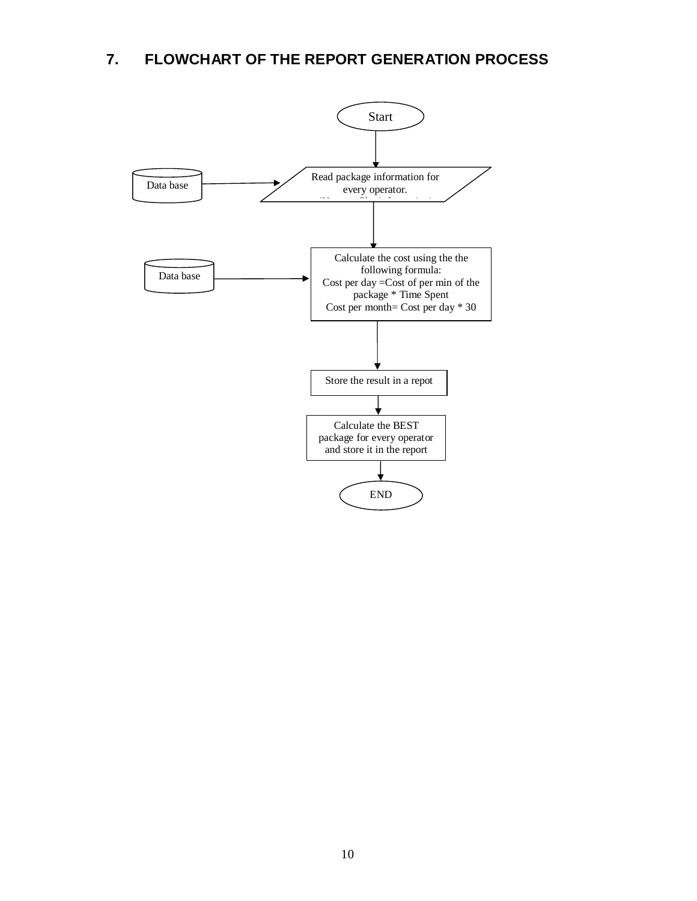## 7. FLOWCHART OF THE REPORT GENERATION PROCESS

Start

Data base → Read package information for every operator.

Data base → Calculate the cost using the the following formula:
Cost per day =Cost of per min of the package * Time Spent
Cost per month= Cost per day * 30

Store the result in a repot

Calculate the BEST package for every operator and store it in the report

END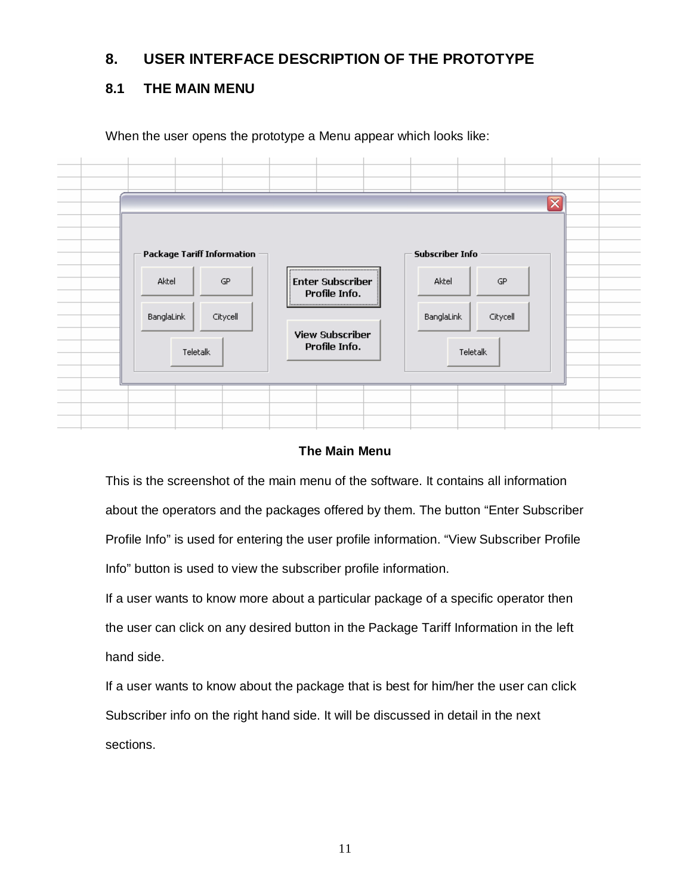# 8. USER INTERFACE DESCRIPTION OF THE PROTOTYPE

## 8.1 THE MAIN MENU

When the user opens the prototype a Menu appear which looks like:

**The Main Menu**

This is the screenshot of the main menu of the software. It contains all information about the operators and the packages offered by them. The button “Enter Subscriber Profile Info” is used for entering the user profile information. “View Subscriber Profile Info” button is used to view the subscriber profile information.

If a user wants to know more about a particular package of a specific operator then the user can click on any desired button in the Package Tariff Information in the left hand side.

If a user wants to know about the package that is best for him/her the user can click Subscriber info on the right hand side. It will be discussed in detail in the next sections.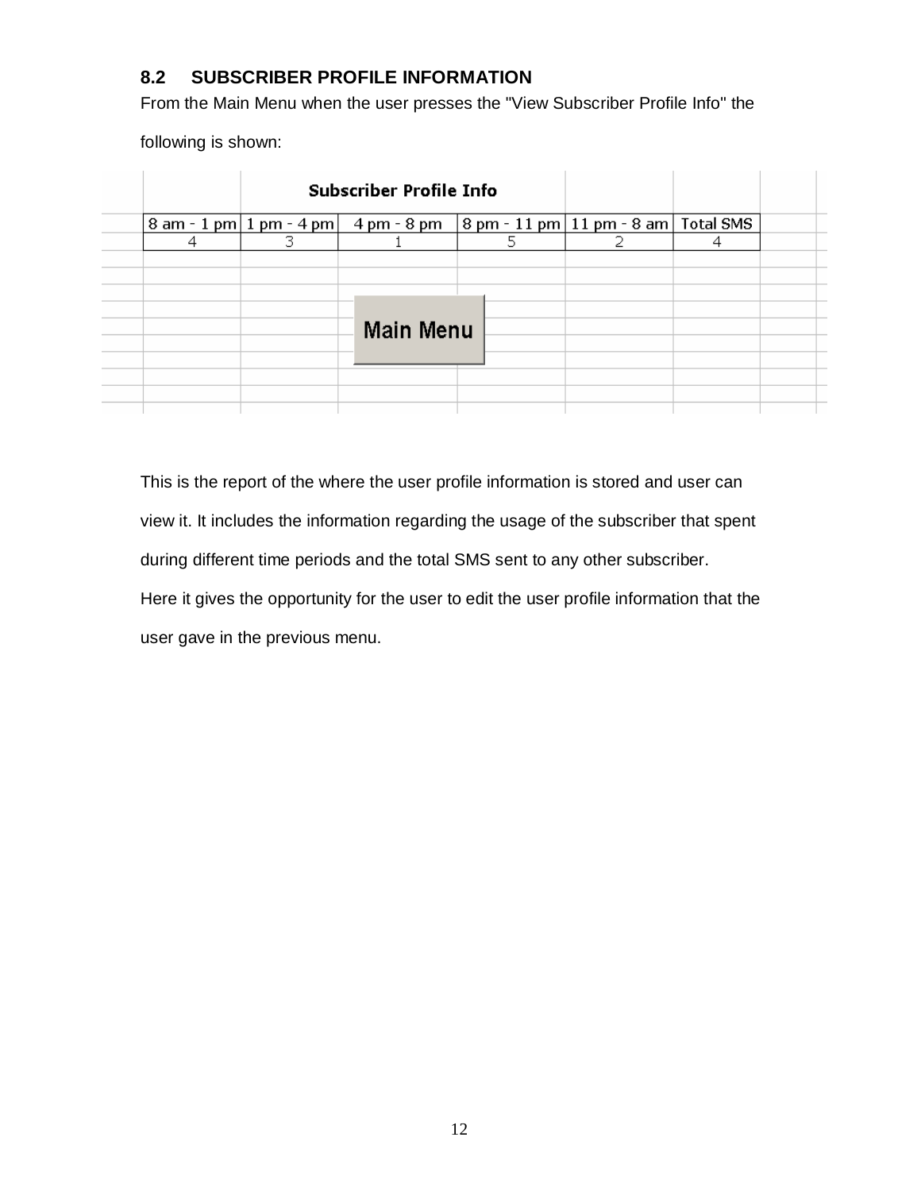## 8.2 SUBSCRIBER PROFILE INFORMATION

From the Main Menu when the user presses the "View Subscriber Profile Info" the following is shown:

**Subscriber Profile Info**

| 8 am - 1 pm | 1 pm - 4 pm | 4 pm - 8 pm | 8 pm - 11 pm | 11 pm - 8 am | Total SMS |
|---|---|---|---|---|---|
| 4 | 3 | 1 | 5 | 2 | 4 |

Main Menu

This is the report of the where the user profile information is stored and user can view it. It includes the information regarding the usage of the subscriber that spent during different time periods and the total SMS sent to any other subscriber.

Here it gives the opportunity for the user to edit the user profile information that the user gave in the previous menu.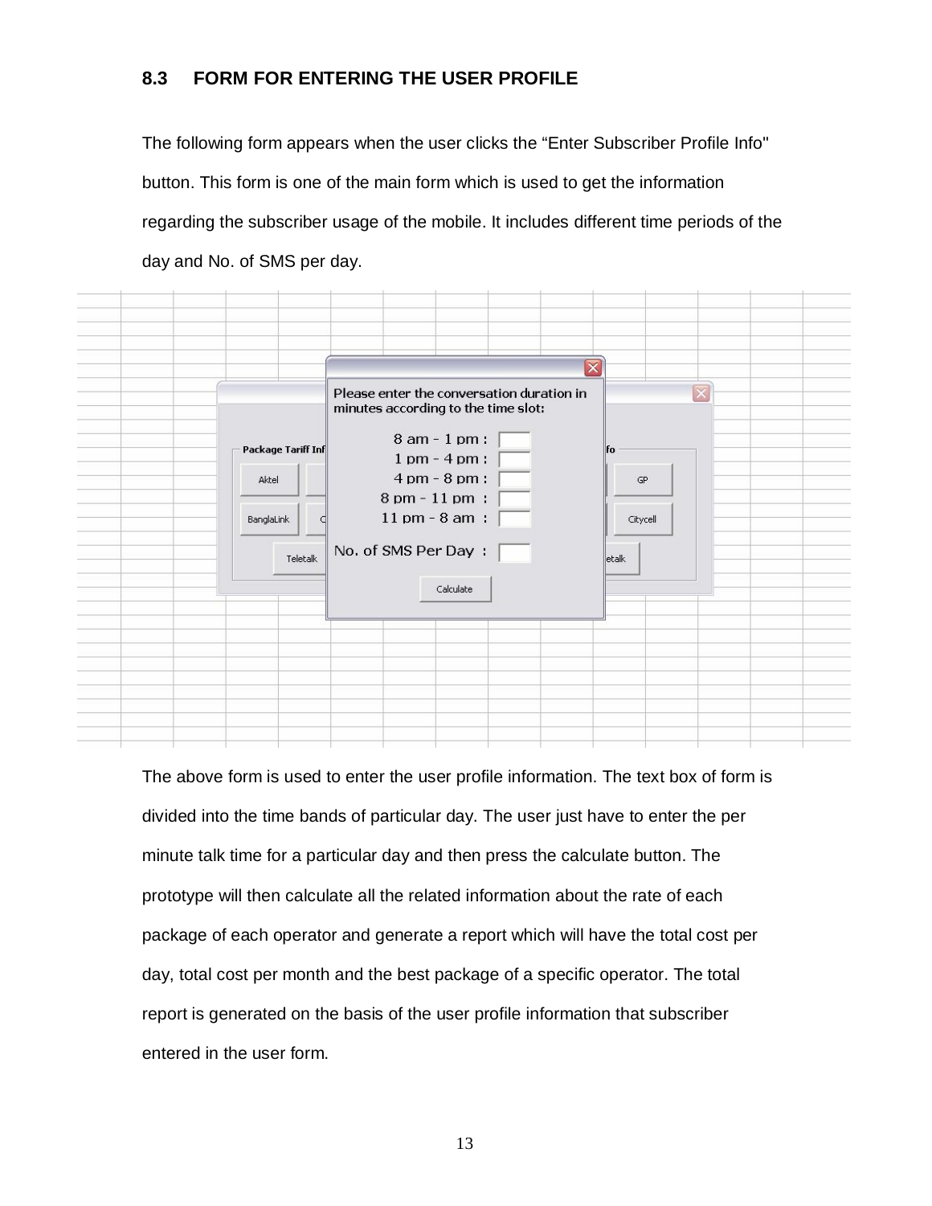### 8.3 FORM FOR ENTERING THE USER PROFILE

The following form appears when the user clicks the "Enter Subscriber Profile Info" button. This form is one of the main form which is used to get the information regarding the subscriber usage of the mobile. It includes different time periods of the day and No. of SMS per day.

The above form is used to enter the user profile information. The text box of form is divided into the time bands of particular day. The user just have to enter the per minute talk time for a particular day and then press the calculate button. The prototype will then calculate all the related information about the rate of each package of each operator and generate a report which will have the total cost per day, total cost per month and the best package of a specific operator. The total report is generated on the basis of the user profile information that subscriber entered in the user form.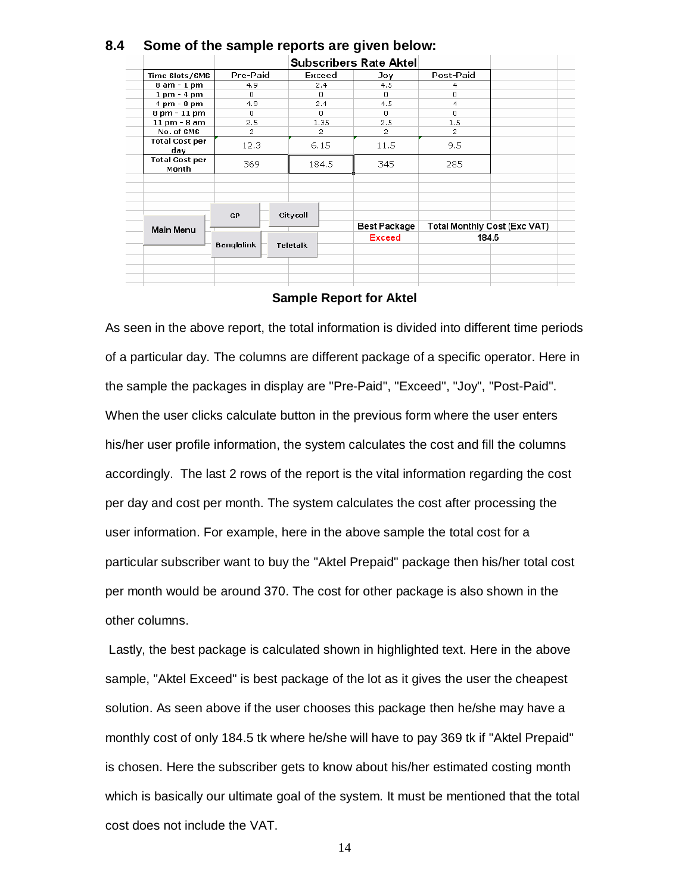## 8.4 Some of the sample reports are given below:

| Subscribers Rate Aktel | | | | |
|---|---|---|---|---|
| Time Slots/SMS | Pre-Paid | Exceed | Joy | Post-Paid |
| 8 am - 1 pm | 4.9 | 2.4 | 4.5 | 4 |
| 1 pm - 4 pm | 0 | 0 | 0 | 0 |
| 4 pm - 8 pm | 4.9 | 2.4 | 4.5 | 4 |
| 8 pm - 11 pm | 0 | 0 | 0 | 0 |
| 11 pm - 8 am | 2.5 | 1.35 | 2.5 | 1.5 |
| No. of SMS | 2 | 2 | 2 | 2 |
| Total Cost per day | 12.3 | 6.15 | 11.5 | 9.5 |
| Total Cost per Month | 369 | 184.5 | 345 | 285 |

Main Menu | GP | Citycell | Banglalink | Teletalk

| Best Package | Total Monthly Cost (Exc VAT) |
|---|---|
| Exceed | 184.5 |

**Sample Report for Aktel**

As seen in the above report, the total information is divided into different time periods of a particular day. The columns are different package of a specific operator. Here in the sample the packages in display are "Pre-Paid", "Exceed", "Joy", "Post-Paid". When the user clicks calculate button in the previous form where the user enters his/her user profile information, the system calculates the cost and fill the columns accordingly. The last 2 rows of the report is the vital information regarding the cost per day and cost per month. The system calculates the cost after processing the user information. For example, here in the above sample the total cost for a particular subscriber want to buy the "Aktel Prepaid" package then his/her total cost per month would be around 370. The cost for other package is also shown in the other columns.

Lastly, the best package is calculated shown in highlighted text. Here in the above sample, "Aktel Exceed" is best package of the lot as it gives the user the cheapest solution. As seen above if the user chooses this package then he/she may have a monthly cost of only 184.5 tk where he/she will have to pay 369 tk if "Aktel Prepaid" is chosen. Here the subscriber gets to know about his/her estimated costing month which is basically our ultimate goal of the system. It must be mentioned that the total cost does not include the VAT.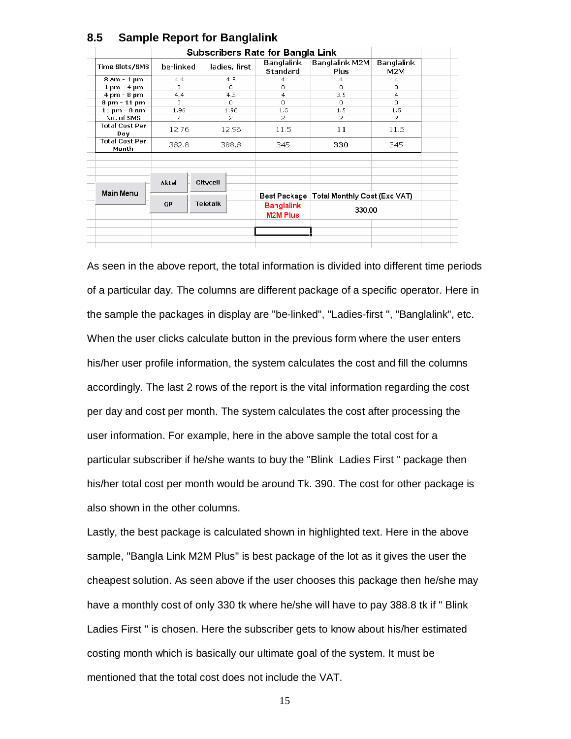## 8.5 Sample Report for Banglalink

| Subscribers Rate for Bangla Link | | | | | |
|---|---|---|---|---|---|
| Time Slots/SMS | be-linked | ladies, first | Banglalink Standard | Banglalink M2M Plus | Banglalink M2M |
| 8 am - 1 pm | 4.4 | 4.5 | 4 | 4 | 4 |
| 1 pm - 4 pm | 0 | 0 | 0 | 0 | 0 |
| 4 pm - 8 pm | 4.4 | 4.5 | 4 | 3.5 | 4 |
| 8 pm - 11 pm | 0 | 0 | 0 | 0 | 0 |
| 11 pm - 8 am | 1.96 | 1.96 | 1.5 | 1.5 | 1.5 |
| No. of SMS | 2 | 2 | 2 | 2 | 2 |
| Total Cost Per Day | 12.76 | 12.96 | 11.5 | 11 | 11.5 |
| Total Cost Per Month | 382.8 | 388.8 | 345 | 330 | 345 |

Main Menu | Aktel | Citycell | GP | Teletalk

| Best Package | Total Monthly Cost (Exc VAT) |
|---|---|
| Banglalink M2M Plus | 330.00 |

As seen in the above report, the total information is divided into different time periods of a particular day. The columns are different package of a specific operator. Here in the sample the packages in display are "be-linked", "Ladies-first ", "Banglalink", etc. When the user clicks calculate button in the previous form where the user enters his/her user profile information, the system calculates the cost and fill the columns accordingly. The last 2 rows of the report is the vital information regarding the cost per day and cost per month. The system calculates the cost after processing the user information. For example, here in the above sample the total cost for a particular subscriber if he/she wants to buy the "Blink Ladies First " package then his/her total cost per month would be around Tk. 390. The cost for other package is also shown in the other columns.

Lastly, the best package is calculated shown in highlighted text. Here in the above sample, "Bangla Link M2M Plus" is best package of the lot as it gives the user the cheapest solution. As seen above if the user chooses this package then he/she may have a monthly cost of only 330 tk where he/she will have to pay 388.8 tk if " Blink Ladies First " is chosen. Here the subscriber gets to know about his/her estimated costing month which is basically our ultimate goal of the system. It must be mentioned that the total cost does not include the VAT.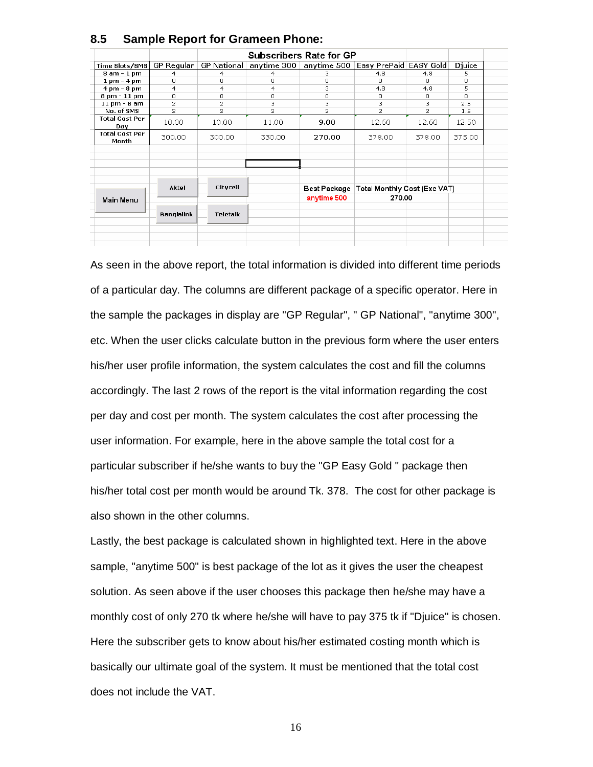### 8.5 Sample Report for Grameen Phone:

| | Subscribers Rate for GP | | | | | | |
|---|---|---|---|---|---|---|---|
| Time Slots/SMS | GP Regular | GP National | anytime 300 | anytime 500 | Easy PrePaid | EASY Gold | Djuice |
| 8 am - 1 pm | 4 | 4 | 4 | 3 | 4.8 | 4.8 | 5 |
| 1 pm - 4 pm | 0 | 0 | 0 | 0 | 0 | 0 | 0 |
| 4 pm - 8 pm | 4 | 4 | 4 | 3 | 4.8 | 4.8 | 5 |
| 8 pm - 11 pm | 0 | 0 | 0 | 0 | 0 | 0 | 0 |
| 11 pm - 8 am | 2 | 2 | 3 | 3 | 3 | 3 | 2.5 |
| No. of SMS | 2 | 2 | 2 | 2 | 2 | 2 | 1.5 |
| Total Cost Per Day | 10.00 | 10.00 | 11.00 | 9.00 | 12.60 | 12.60 | 12.50 |
| Total Cost Per Month | 300.00 | 300.00 | 330.00 | 270.00 | 378.00 | 378.00 | 375.00 |

| Main Menu | Aktel | Citycell | | Best Package | Total Monthly Cost (Exc VAT) |
|---|---|---|---|---|---|
| | Banglalink | Teletalk | | anytime 500 | 270.00 |

As seen in the above report, the total information is divided into different time periods of a particular day. The columns are different package of a specific operator. Here in the sample the packages in display are "GP Regular", " GP National", "anytime 300", etc. When the user clicks calculate button in the previous form where the user enters his/her user profile information, the system calculates the cost and fill the columns accordingly. The last 2 rows of the report is the vital information regarding the cost per day and cost per month. The system calculates the cost after processing the user information. For example, here in the above sample the total cost for a particular subscriber if he/she wants to buy the "GP Easy Gold " package then his/her total cost per month would be around Tk. 378. The cost for other package is also shown in the other columns.

Lastly, the best package is calculated shown in highlighted text. Here in the above sample, "anytime 500" is best package of the lot as it gives the user the cheapest solution. As seen above if the user chooses this package then he/she may have a monthly cost of only 270 tk where he/she will have to pay 375 tk if "Djuice" is chosen. Here the subscriber gets to know about his/her estimated costing month which is basically our ultimate goal of the system. It must be mentioned that the total cost does not include the VAT.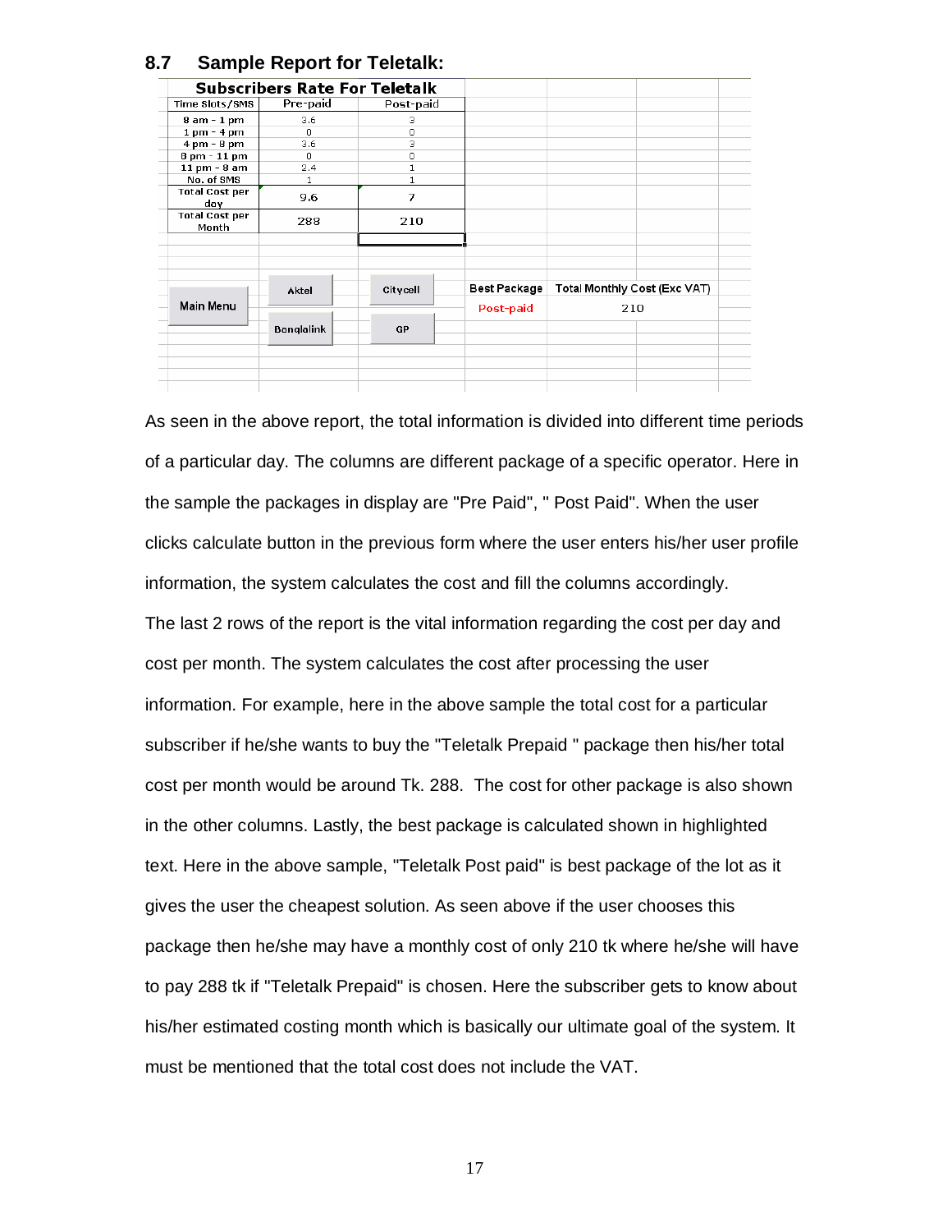## 8.7 Sample Report for Teletalk:

| Subscribers Rate For Teletalk | | |
|---|---|---|
| Time Slots/SMS | Pre-paid | Post-paid |
| 8 am - 1 pm | 3.6 | 3 |
| 1 pm - 4 pm | 0 | 0 |
| 4 pm - 8 pm | 3.6 | 3 |
| 8 pm - 11 pm | 0 | 0 |
| 11 pm - 8 am | 2.4 | 1 |
| No. of SMS | 1 | 1 |
| Total Cost per day | 9.6 | 7 |
| Total Cost per Month | 288 | 210 |

| Main Menu | Aktel | Citycell | Best Package | Total Monthly Cost (Exc VAT) |
|---|---|---|---|---|
| | Banglalink | GP | Post-paid | 210 |

As seen in the above report, the total information is divided into different time periods of a particular day. The columns are different package of a specific operator. Here in the sample the packages in display are "Pre Paid", " Post Paid". When the user clicks calculate button in the previous form where the user enters his/her user profile information, the system calculates the cost and fill the columns accordingly.

The last 2 rows of the report is the vital information regarding the cost per day and cost per month. The system calculates the cost after processing the user information. For example, here in the above sample the total cost for a particular subscriber if he/she wants to buy the "Teletalk Prepaid " package then his/her total cost per month would be around Tk. 288. The cost for other package is also shown in the other columns. Lastly, the best package is calculated shown in highlighted text. Here in the above sample, "Teletalk Post paid" is best package of the lot as it gives the user the cheapest solution. As seen above if the user chooses this package then he/she may have a monthly cost of only 210 tk where he/she will have to pay 288 tk if "Teletalk Prepaid" is chosen. Here the subscriber gets to know about his/her estimated costing month which is basically our ultimate goal of the system. It must be mentioned that the total cost does not include the VAT.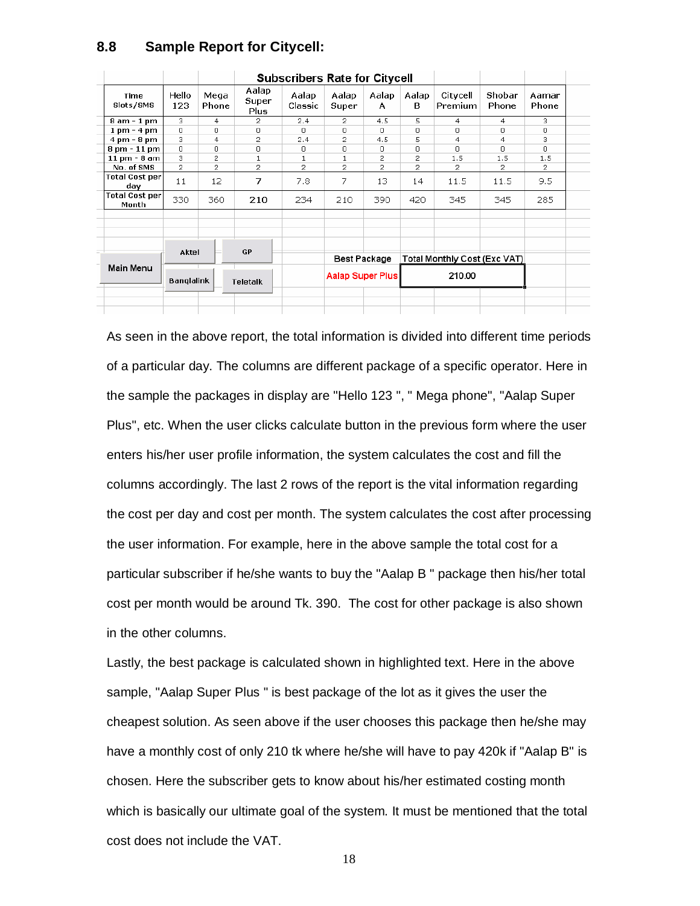### 8.8 Sample Report for Citycell:

**Subscribers Rate for Citycell**

| Time Slots/SMS | Hello 123 | Mega Phone | Aalap Super Plus | Aalap Classic | Aalap Super | Aalap A | Aalap B | Citycell Premium | Shobar Phone | Aamar Phone |
|---|---|---|---|---|---|---|---|---|---|---|
| 8 am - 1 pm | 3 | 4 | 2 | 2.4 | 2 | 4.5 | 5 | 4 | 4 | 3 |
| 1 pm - 4 pm | 0 | 0 | 0 | 0 | 0 | 0 | 0 | 0 | 0 | 0 |
| 4 pm - 8 pm | 3 | 4 | 2 | 2.4 | 2 | 4.5 | 5 | 4 | 4 | 3 |
| 8 pm - 11 pm | 0 | 0 | 0 | 0 | 0 | 0 | 0 | 0 | 0 | 0 |
| 11 pm - 8 am | 3 | 2 | 1 | 1 | 1 | 2 | 2 | 1.5 | 1.5 | 1.5 |
| No. of SMS | 2 | 2 | 2 | 2 | 2 | 2 | 2 | 2 | 2 | 2 |
| Total Cost per day | 11 | 12 | 7 | 7.8 | 7 | 13 | 14 | 11.5 | 11.5 | 9.5 |
| Total Cost per Month | 330 | 360 | 210 | 234 | 210 | 390 | 420 | 345 | 345 | 285 |

Main Menu | Aktel | GP | Banglalink | Teletalk

| Best Package | Total Monthly Cost (Exc VAT) |
|---|---|
| Aalap Super Plus | 210.00 |

As seen in the above report, the total information is divided into different time periods of a particular day. The columns are different package of a specific operator. Here in the sample the packages in display are "Hello 123 ", " Mega phone", "Aalap Super Plus", etc. When the user clicks calculate button in the previous form where the user enters his/her user profile information, the system calculates the cost and fill the columns accordingly. The last 2 rows of the report is the vital information regarding the cost per day and cost per month. The system calculates the cost after processing the user information. For example, here in the above sample the total cost for a particular subscriber if he/she wants to buy the "Aalap B " package then his/her total cost per month would be around Tk. 390. The cost for other package is also shown in the other columns.

Lastly, the best package is calculated shown in highlighted text. Here in the above sample, "Aalap Super Plus " is best package of the lot as it gives the user the cheapest solution. As seen above if the user chooses this package then he/she may have a monthly cost of only 210 tk where he/she will have to pay 420k if "Aalap B" is chosen. Here the subscriber gets to know about his/her estimated costing month which is basically our ultimate goal of the system. It must be mentioned that the total cost does not include the VAT.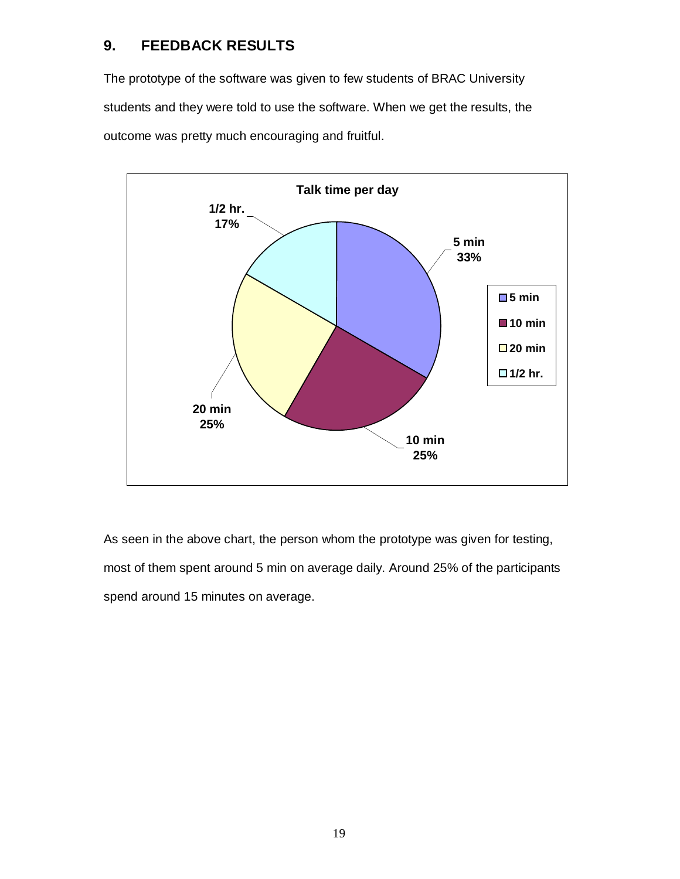## 9. FEEDBACK RESULTS

The prototype of the software was given to few students of BRAC University students and they were told to use the software. When we get the results, the outcome was pretty much encouraging and fruitful.

As seen in the above chart, the person whom the prototype was given for testing, most of them spent around 5 min on average daily. Around 25% of the participants spend around 15 minutes on average.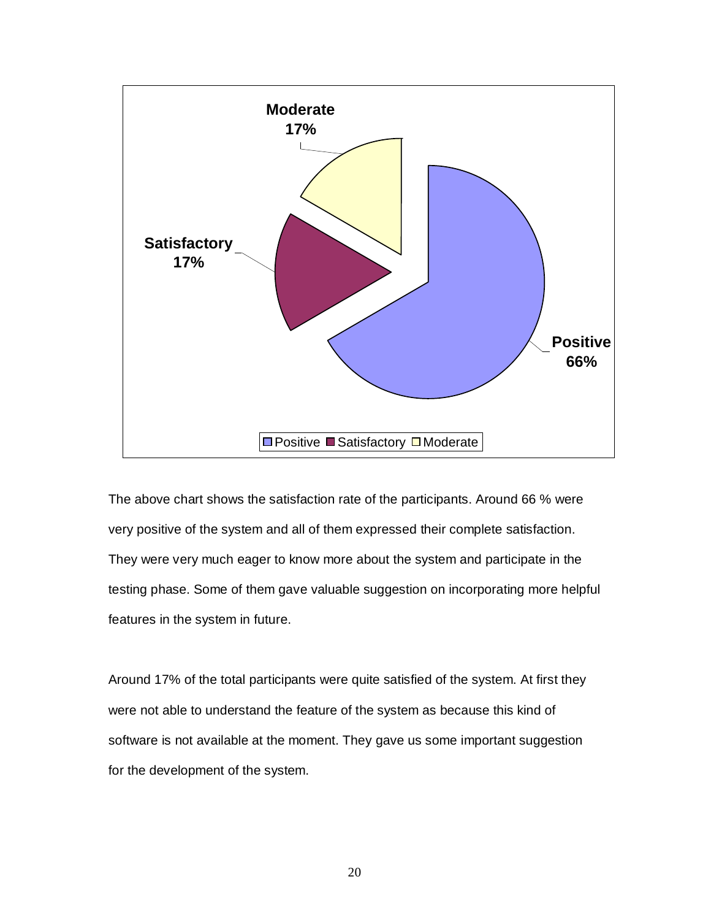The above chart shows the satisfaction rate of the participants. Around 66 % were very positive of the system and all of them expressed their complete satisfaction. They were very much eager to know more about the system and participate in the testing phase. Some of them gave valuable suggestion on incorporating more helpful features in the system in future.

Around 17% of the total participants were quite satisfied of the system. At first they were not able to understand the feature of the system as because this kind of software is not available at the moment. They gave us some important suggestion for the development of the system.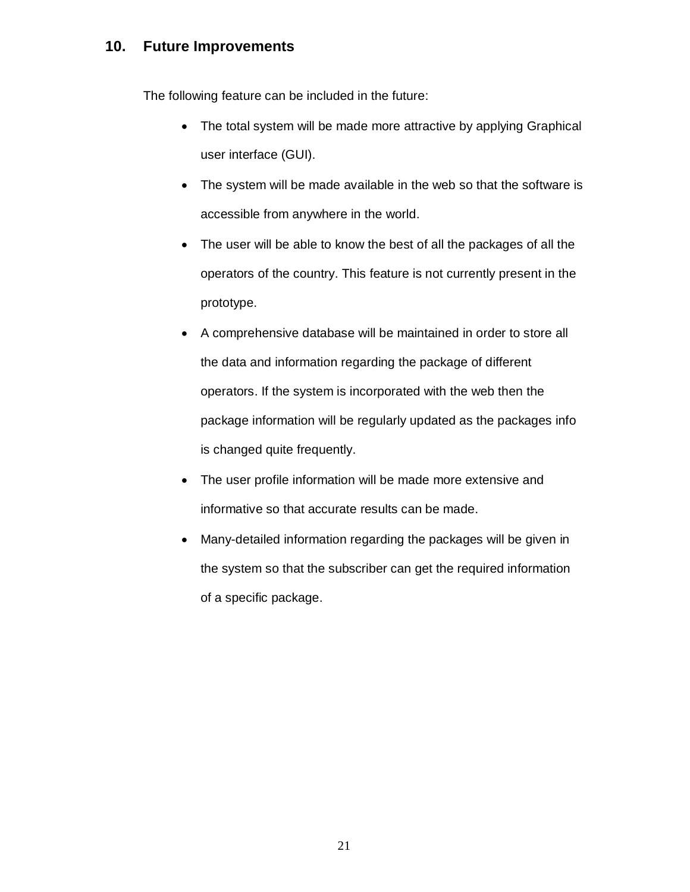## 10. Future Improvements

The following feature can be included in the future:

- The total system will be made more attractive by applying Graphical user interface (GUI).
- The system will be made available in the web so that the software is accessible from anywhere in the world.
- The user will be able to know the best of all the packages of all the operators of the country. This feature is not currently present in the prototype.
- A comprehensive database will be maintained in order to store all the data and information regarding the package of different operators. If the system is incorporated with the web then the package information will be regularly updated as the packages info is changed quite frequently.
- The user profile information will be made more extensive and informative so that accurate results can be made.
- Many-detailed information regarding the packages will be given in the system so that the subscriber can get the required information of a specific package.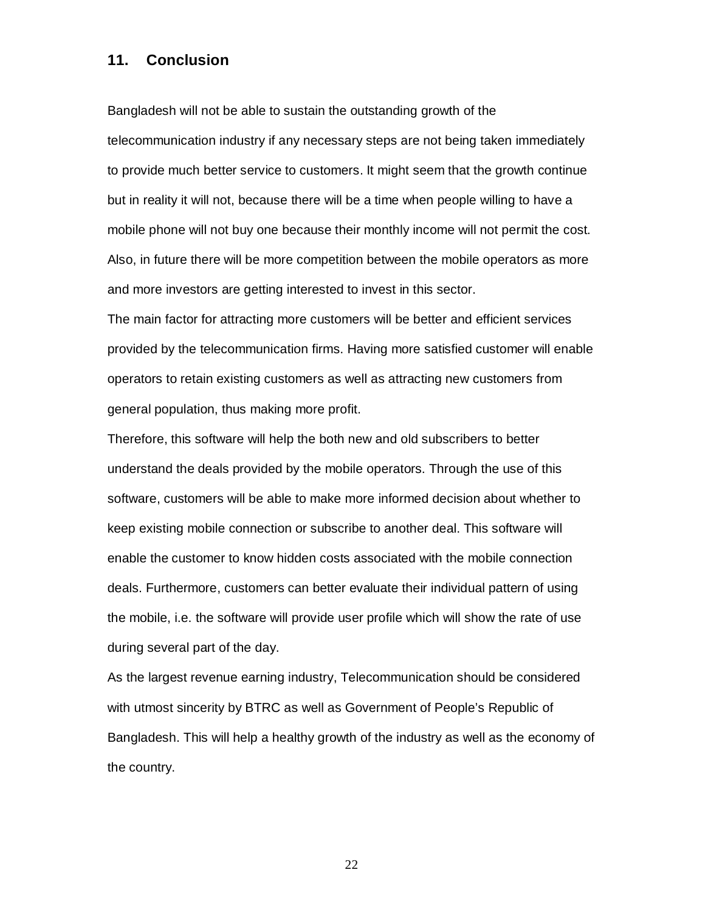## 11. Conclusion

Bangladesh will not be able to sustain the outstanding growth of the telecommunication industry if any necessary steps are not being taken immediately to provide much better service to customers. It might seem that the growth continue but in reality it will not, because there will be a time when people willing to have a mobile phone will not buy one because their monthly income will not permit the cost. Also, in future there will be more competition between the mobile operators as more and more investors are getting interested to invest in this sector.

The main factor for attracting more customers will be better and efficient services provided by the telecommunication firms. Having more satisfied customer will enable operators to retain existing customers as well as attracting new customers from general population, thus making more profit.

Therefore, this software will help the both new and old subscribers to better understand the deals provided by the mobile operators. Through the use of this software, customers will be able to make more informed decision about whether to keep existing mobile connection or subscribe to another deal. This software will enable the customer to know hidden costs associated with the mobile connection deals. Furthermore, customers can better evaluate their individual pattern of using the mobile, i.e. the software will provide user profile which will show the rate of use during several part of the day.

As the largest revenue earning industry, Telecommunication should be considered with utmost sincerity by BTRC as well as Government of People's Republic of Bangladesh. This will help a healthy growth of the industry as well as the economy of the country.